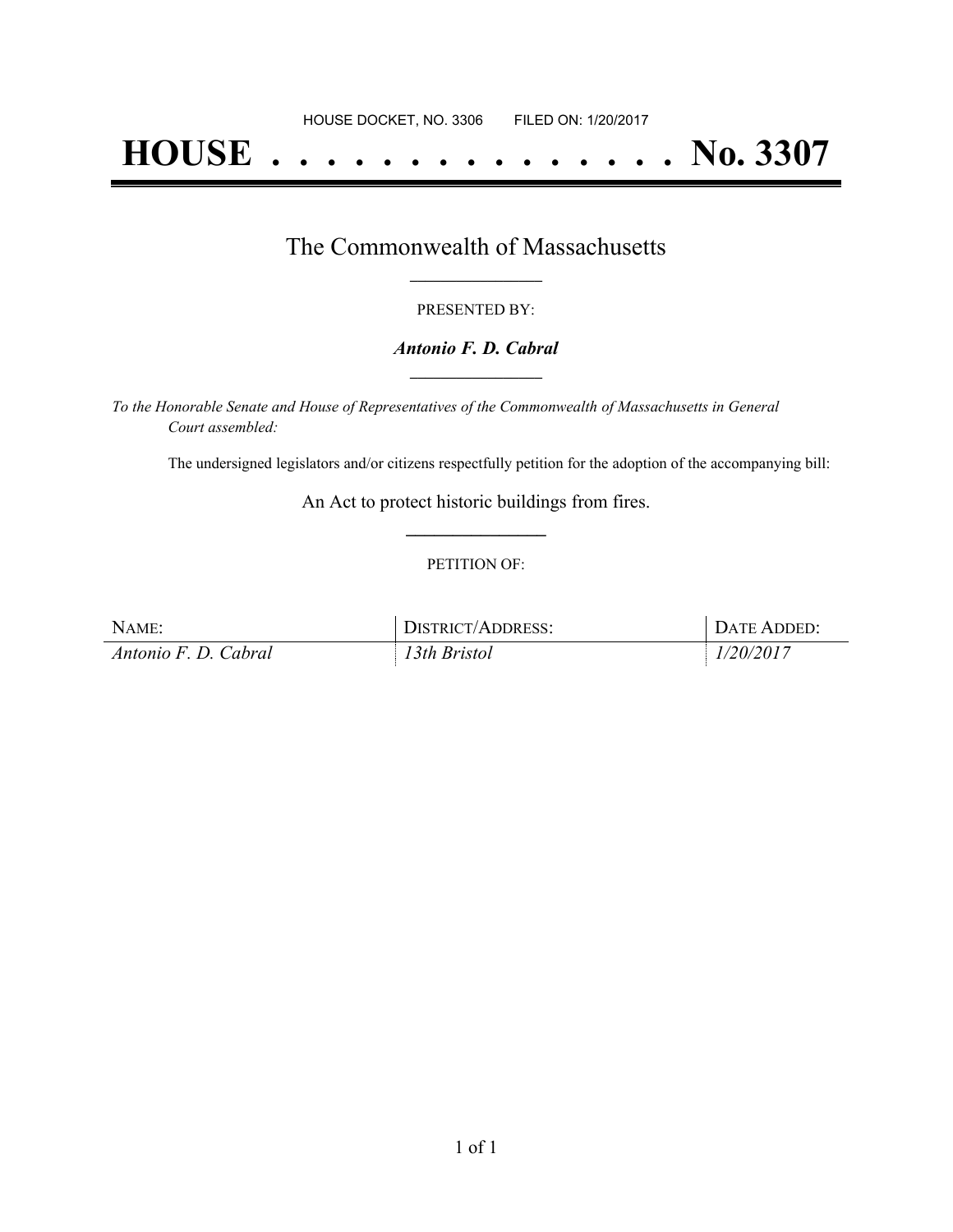HOUSE DOCKET, NO. 3306        FILED ON: 1/20/2017

# HOUSE . . . . . . . . . . . . . . . No. 3307

## The Commonwealth of Massachusetts

PRESENTED BY:

***Antonio F. D. Cabral***

*To the Honorable Senate and House of Representatives of the Commonwealth of Massachusetts in General Court assembled:*

The undersigned legislators and/or citizens respectfully petition for the adoption of the accompanying bill:

An Act to protect historic buildings from fires.

PETITION OF:

| NAME: | DISTRICT/ADDRESS: | DATE ADDED: |
|---|---|---|
| *Antonio F. D. Cabral* | *13th Bristol* | *1/20/2017* |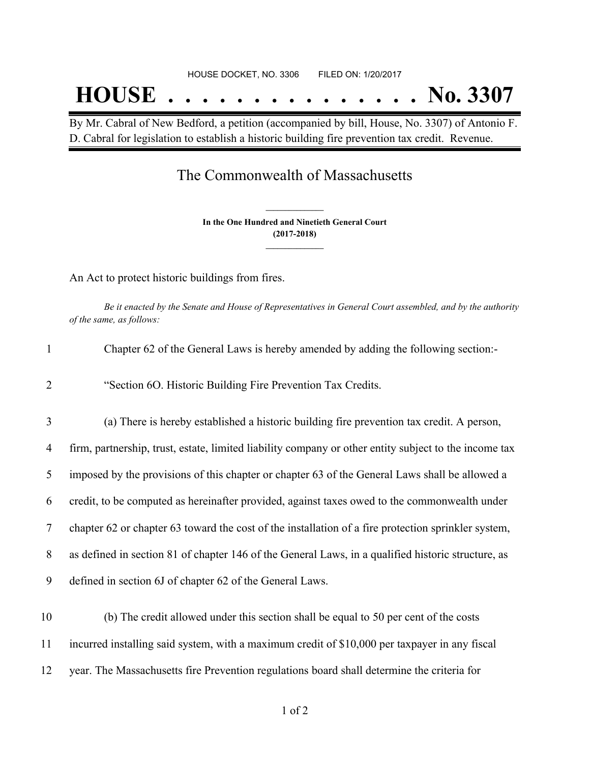HOUSE DOCKET, NO. 3306        FILED ON: 1/20/2017

# HOUSE . . . . . . . . . . . . . . . No. 3307

By Mr. Cabral of New Bedford, a petition (accompanied by bill, House, No. 3307) of Antonio F. D. Cabral for legislation to establish a historic building fire prevention tax credit. Revenue.

## The Commonwealth of Massachusetts

**In the One Hundred and Ninetieth General Court**
**(2017-2018)**

An Act to protect historic buildings from fires.

*Be it enacted by the Senate and House of Representatives in General Court assembled, and by the authority of the same, as follows:*

1 Chapter 62 of the General Laws is hereby amended by adding the following section:-

2 "Section 6O. Historic Building Fire Prevention Tax Credits.

3 (a) There is hereby established a historic building fire prevention tax credit. A person,
4 firm, partnership, trust, estate, limited liability company or other entity subject to the income tax
5 imposed by the provisions of this chapter or chapter 63 of the General Laws shall be allowed a
6 credit, to be computed as hereinafter provided, against taxes owed to the commonwealth under
7 chapter 62 or chapter 63 toward the cost of the installation of a fire protection sprinkler system,
8 as defined in section 81 of chapter 146 of the General Laws, in a qualified historic structure, as
9 defined in section 6J of chapter 62 of the General Laws.

10 (b) The credit allowed under this section shall be equal to 50 per cent of the costs
11 incurred installing said system, with a maximum credit of $10,000 per taxpayer in any fiscal
12 year. The Massachusetts fire Prevention regulations board shall determine the criteria for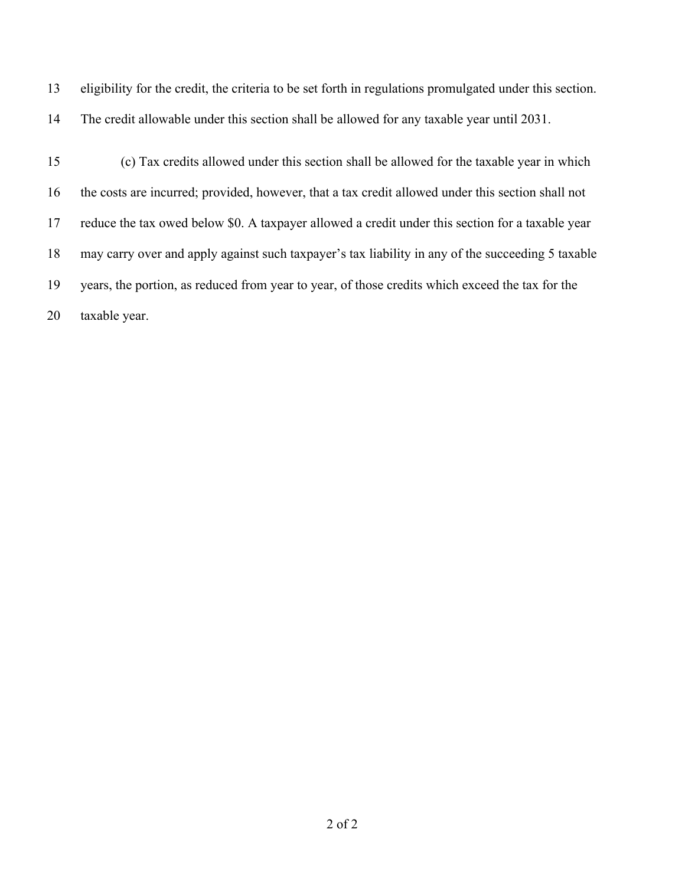eligibility for the credit, the criteria to be set forth in regulations promulgated under this section. The credit allowable under this section shall be allowed for any taxable year until 2031.

(c) Tax credits allowed under this section shall be allowed for the taxable year in which the costs are incurred; provided, however, that a tax credit allowed under this section shall not reduce the tax owed below $0. A taxpayer allowed a credit under this section for a taxable year may carry over and apply against such taxpayer's tax liability in any of the succeeding 5 taxable years, the portion, as reduced from year to year, of those credits which exceed the tax for the taxable year.